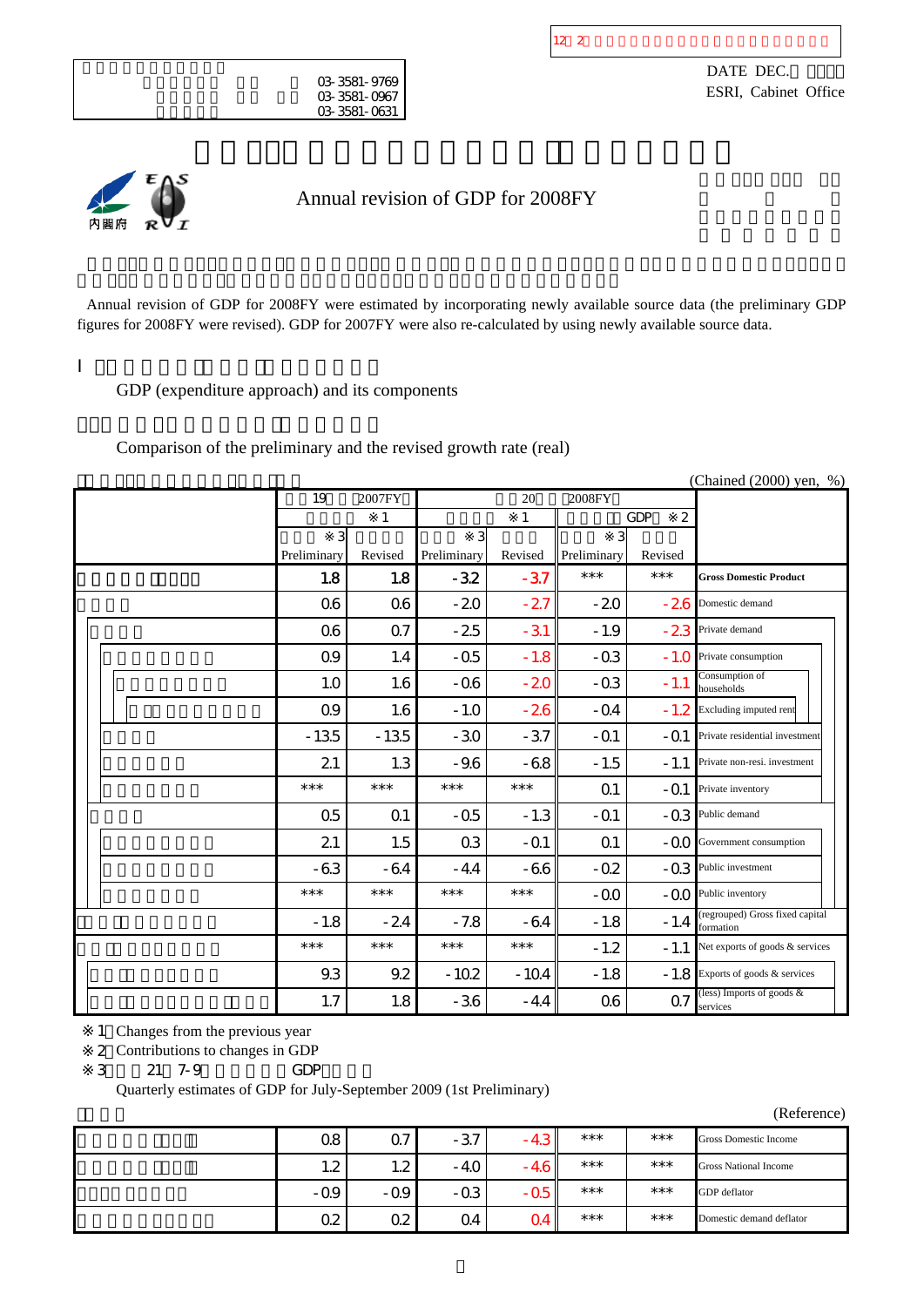03-3581-9769
03-3581-0967
03-3581-0631

DATE DEC.
ESRI, Cabinet Office

# Annual revision of GDP for 2008FY

Annual revision of GDP for 2008FY were estimated by incorporating newly available source data (the preliminary GDP figures for 2008FY were revised). GDP for 2007FY were also re-calculated by using newly available source data.

## I

GDP (expenditure approach) and its components

Comparison of the preliminary and the revised growth rate (real)

(Chained (2000) yen, %)

| | 19 2007FY ※1 | | 20 2008FY ※1 | | GDP ※2 | | |
|---|---|---|---|---|---|---|---|
| | ※3 Preliminary | Revised | ※3 Preliminary | Revised | ※3 Preliminary | Revised | |
| | 1.8 | 1.8 | -3.2 | -3.7 | *** | *** | **Gross Domestic Product** |
| | 0.6 | 0.6 | -2.0 | -2.7 | -2.0 | -2.6 | Domestic demand |
| | 0.6 | 0.7 | -2.5 | -3.1 | -1.9 | -2.3 | Private demand |
| | 0.9 | 1.4 | -0.5 | -1.8 | -0.3 | -1.0 | Private consumption |
| | 1.0 | 1.6 | -0.6 | -2.0 | -0.3 | -1.1 | Consumption of households |
| | 0.9 | 1.6 | -1.0 | -2.6 | -0.4 | -1.2 | Excluding imputed rent |
| | -13.5 | -13.5 | -3.0 | -3.7 | -0.1 | -0.1 | Private residential investment |
| | 2.1 | 1.3 | -9.6 | -6.8 | -1.5 | -1.1 | Private non-resi. investment |
| | *** | *** | *** | *** | 0.1 | -0.1 | Private inventory |
| | 0.5 | 0.1 | -0.5 | -1.3 | -0.1 | -0.3 | Public demand |
| | 2.1 | 1.5 | 0.3 | -0.1 | 0.1 | -0.0 | Government consumption |
| | -6.3 | -6.4 | -4.4 | -6.6 | -0.2 | -0.3 | Public investment |
| | *** | *** | *** | *** | -0.0 | -0.0 | Public inventory |
| | -1.8 | -2.4 | -7.8 | -6.4 | -1.8 | -1.4 | (regrouped) Gross fixed capital formation |
| | *** | *** | *** | *** | -1.2 | -1.1 | Net exports of goods & services |
| | 9.3 | 9.2 | -10.2 | -10.4 | -1.8 | -1.8 | Exports of goods & services |
| | 1.7 | 1.8 | -3.6 | -4.4 | 0.6 | 0.7 | (less) Imports of goods & services |

※1 Changes from the previous year
※2 Contributions to changes in GDP
※3 21 7-9 GDP
Quarterly estimates of GDP for July-September 2009 (1st Preliminary)

(Reference)

| | | | | | | | |
|---|---|---|---|---|---|---|---|
| | 0.8 | 0.7 | -3.7 | -4.3 | *** | *** | Gross Domestic Income |
| | 1.2 | 1.2 | -4.0 | -4.6 | *** | *** | Gross National Income |
| | -0.9 | -0.9 | -0.3 | -0.5 | *** | *** | GDP deflator |
| | 0.2 | 0.2 | 0.4 | 0.4 | *** | *** | Domestic demand deflator |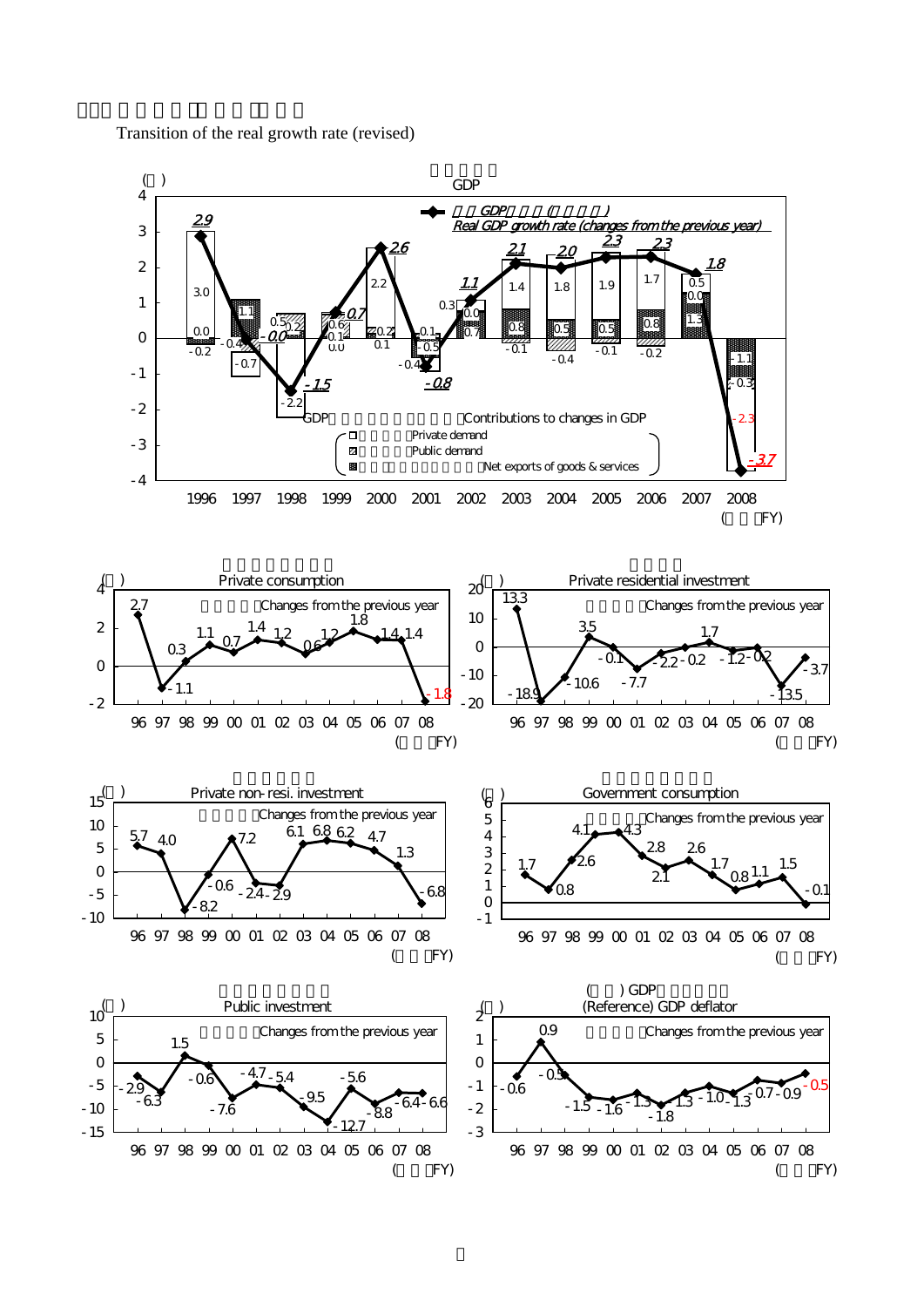Transition of the real growth rate (revised)

GDP

Real GDP growth rate (changes from the previous year)

| FY | 1996 | 1997 | 1998 | 1999 | 2000 | 2001 | 2002 | 2003 | 2004 | 2005 | 2006 | 2007 | 2008 |
|---|---|---|---|---|---|---|---|---|---|---|---|---|---|
| Real GDP growth rate | 2.9 | -0.0 | -1.5 | 0.7 | 2.6 | -0.8 | 1.1 | 2.1 | 2.0 | 2.3 | 2.3 | 1.8 | -3.7 |

Contributions to changes in GDP: Private demand, Public demand, Net exports of goods & services

| FY | 1996 | 1997 | 1998 | 1999 | 2000 | 2001 | 2002 | 2003 | 2004 | 2005 | 2006 | 2007 | 2008 |
|---|---|---|---|---|---|---|---|---|---|---|---|---|---|
| Private demand | 3.0 | -0.7 | -2.2 | 0.0 | 2.2 | -0.5 | 0.3 | 1.4 | 1.8 | 1.9 | 1.7 | 0.5 | -2.3 |
| Public demand | 0.0 | -0.4 | 0.5 | 0.6 | 0.1 | 0.1 | 0.0 | -0.1 | -0.4 | -0.1 | -0.2 | 0.0 | 0.3 |
| Net exports of goods & services | -0.2 | 1.1 | 0.2 | 0.1 | 0.2 | -0.4 | 0.7 | 0.8 | 0.5 | 0.5 | 0.8 | 1.3 | -1.1 |

Private consumption (%, Changes from the previous year)

| FY | 96 | 97 | 98 | 99 | 00 | 01 | 02 | 03 | 04 | 05 | 06 | 07 | 08 |
|---|---|---|---|---|---|---|---|---|---|---|---|---|---|
| Private consumption | 2.7 | -1.1 | 0.3 | 1.1 | 0.7 | 1.4 | 1.2 | 0.6 | 1.2 | 1.8 | 1.4 | 1.4 | -1.8 |

Private residential investment (%, Changes from the previous year)

| FY | 96 | 97 | 98 | 99 | 00 | 01 | 02 | 03 | 04 | 05 | 06 | 07 | 08 |
|---|---|---|---|---|---|---|---|---|---|---|---|---|---|
| Private residential investment | 13.3 | -18.9 | -10.6 | 3.5 | -0.1 | -7.7 | -2.2 | -0.2 | 1.7 | -1.2 | -0.2 | -13.5 | -3.7 |

Private non-resi. investment (%, Changes from the previous year)

| FY | 96 | 97 | 98 | 99 | 00 | 01 | 02 | 03 | 04 | 05 | 06 | 07 | 08 |
|---|---|---|---|---|---|---|---|---|---|---|---|---|---|
| Private non-resi. investment | 5.7 | 4.0 | -8.2 | -0.6 | 7.2 | -2.4 | -2.9 | 6.1 | 6.8 | 6.2 | 4.7 | 1.3 | -6.8 |

Government consumption (%, Changes from the previous year)

| FY | 96 | 97 | 98 | 99 | 00 | 01 | 02 | 03 | 04 | 05 | 06 | 07 | 08 |
|---|---|---|---|---|---|---|---|---|---|---|---|---|---|
| Government consumption | 1.7 | 0.8 | 2.6 | 4.1 | 4.3 | 2.8 | 2.1 | 2.6 | 1.7 | 0.8 | 1.1 | 1.5 | -0.1 |

Public investment (%, Changes from the previous year)

| FY | 96 | 97 | 98 | 99 | 00 | 01 | 02 | 03 | 04 | 05 | 06 | 07 | 08 |
|---|---|---|---|---|---|---|---|---|---|---|---|---|---|
| Public investment | -2.9 | -6.3 | 1.5 | -0.6 | -7.6 | -4.7 | -5.4 | -9.5 | -12.7 | -5.6 | -8.8 | -6.4 | -6.6 |

(Reference) GDP deflator (%, Changes from the previous year)

| FY | 96 | 97 | 98 | 99 | 00 | 01 | 02 | 03 | 04 | 05 | 06 | 07 | 08 |
|---|---|---|---|---|---|---|---|---|---|---|---|---|---|
| GDP deflator | -0.6 | 0.9 | -0.5 | -1.5 | -1.6 | -1.3 | -1.8 | -1.3 | -1.0 | -1.3 | -0.7 | -0.9 | -0.5 |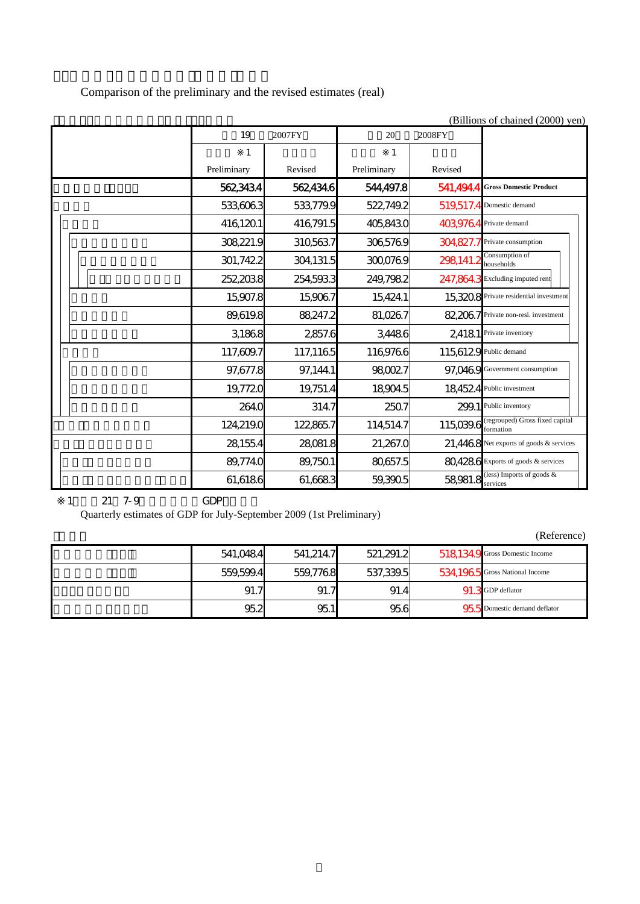Comparison of the preliminary and the revised estimates (real)

(Billions of chained (2000) yen)

| | 19 2007FY ※1 Preliminary | Revised | 20 2008FY ※1 Preliminary | Revised | |
|---|---|---|---|---|---|
| | 562,343.4 | 562,434.6 | 544,497.8 | 541,494.4 | **Gross Domestic Product** |
| | 533,606.3 | 533,779.9 | 522,749.2 | 519,517.4 | Domestic demand |
| | 416,120.1 | 416,791.5 | 405,843.0 | 403,976.4 | Private demand |
| | 308,221.9 | 310,563.7 | 306,576.9 | 304,827.7 | Private consumption |
| | 301,742.2 | 304,131.5 | 300,076.9 | 298,141.2 | Consumption of households |
| | 252,203.8 | 254,593.3 | 249,798.2 | 247,864.3 | Excluding imputed rent |
| | 15,907.8 | 15,906.7 | 15,424.1 | 15,320.8 | Private residential investment |
| | 89,619.8 | 88,247.2 | 81,026.7 | 82,206.7 | Private non-resi. investment |
| | 3,186.8 | 2,857.6 | 3,448.6 | 2,418.1 | Private inventory |
| | 117,609.7 | 117,116.5 | 116,976.6 | 115,612.9 | Public demand |
| | 97,677.8 | 97,144.1 | 98,002.7 | 97,046.9 | Government consumption |
| | 19,772.0 | 19,751.4 | 18,904.5 | 18,452.4 | Public investment |
| | 264.0 | 314.7 | 250.7 | 299.1 | Public inventory |
| | 124,219.0 | 122,865.7 | 114,514.7 | 115,039.6 | (regrouped) Gross fixed capital formation |
| | 28,155.4 | 28,081.8 | 21,267.0 | 21,446.8 | Net exports of goods & services |
| | 89,774.0 | 89,750.1 | 80,657.5 | 80,428.6 | Exports of goods & services |
| | 61,618.6 | 61,668.3 | 59,390.5 | 58,981.8 | (less) Imports of goods & services |

※1 21 7-9 GDP
Quarterly estimates of GDP for July-September 2009 (1st Preliminary)

(Reference)

| | | | | | |
|---|---|---|---|---|---|
| | 541,048.4 | 541,214.7 | 521,291.2 | 518,134.9 | Gross Domestic Income |
| | 559,599.4 | 559,776.8 | 537,339.5 | 534,196.5 | Gross National Income |
| | 91.7 | 91.7 | 91.4 | 91.3 | GDP deflator |
| | 95.2 | 95.1 | 95.6 | 95.5 | Domestic demand deflator |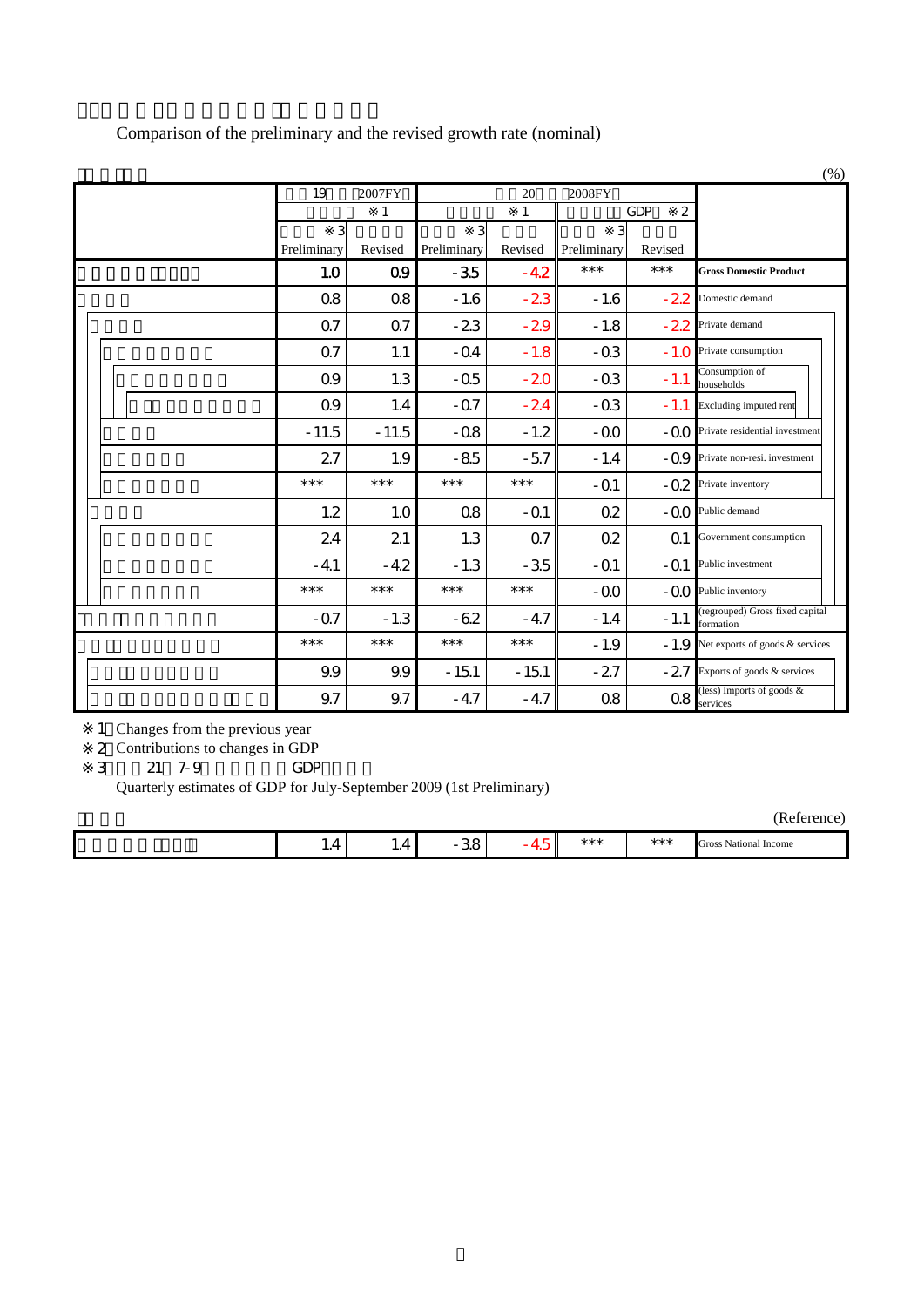Comparison of the preliminary and the revised growth rate (nominal)

(%)

| | 19 2007FY ※1 | | 20 2008FY ※1 | | GDP ※2 | | |
|---|---|---|---|---|---|---|---|
| | ※3 Preliminary | Revised | ※3 Preliminary | Revised | ※3 Preliminary | Revised | |
| | 1.0 | 0.9 | -3.5 | -4.2 | *** | *** | **Gross Domestic Product** |
| | 0.8 | 0.8 | -1.6 | -2.3 | -1.6 | -2.2 | Domestic demand |
| | 0.7 | 0.7 | -2.3 | -2.9 | -1.8 | -2.2 | Private demand |
| | 0.7 | 1.1 | -0.4 | -1.8 | -0.3 | -1.0 | Private consumption |
| | 0.9 | 1.3 | -0.5 | -2.0 | -0.3 | -1.1 | Consumption of households |
| | 0.9 | 1.4 | -0.7 | -2.4 | -0.3 | -1.1 | Excluding imputed rent |
| | -11.5 | -11.5 | -0.8 | -1.2 | -0.0 | -0.0 | Private residential investment |
| | 2.7 | 1.9 | -8.5 | -5.7 | -1.4 | -0.9 | Private non-resi. investment |
| | *** | *** | *** | *** | -0.1 | -0.2 | Private inventory |
| | 1.2 | 1.0 | 0.8 | -0.1 | 0.2 | -0.0 | Public demand |
| | 2.4 | 2.1 | 1.3 | 0.7 | 0.2 | 0.1 | Government consumption |
| | -4.1 | -4.2 | -1.3 | -3.5 | -0.1 | -0.1 | Public investment |
| | *** | *** | *** | *** | -0.0 | -0.0 | Public inventory |
| | -0.7 | -1.3 | -6.2 | -4.7 | -1.4 | -1.1 | (regrouped) Gross fixed capital formation |
| | *** | *** | *** | *** | -1.9 | -1.9 | Net exports of goods & services |
| | 9.9 | 9.9 | -15.1 | -15.1 | -2.7 | -2.7 | Exports of goods & services |
| | 9.7 | 9.7 | -4.7 | -4.7 | 0.8 | 0.8 | (less) Imports of goods & services |

※1 Changes from the previous year

※2 Contributions to changes in GDP

※3 21 7-9 GDP

Quarterly estimates of GDP for July-September 2009 (1st Preliminary)

(Reference)

| | | | | | | | |
|---|---|---|---|---|---|---|---|
| | 1.4 | 1.4 | -3.8 | -4.5 | *** | *** | Gross National Income |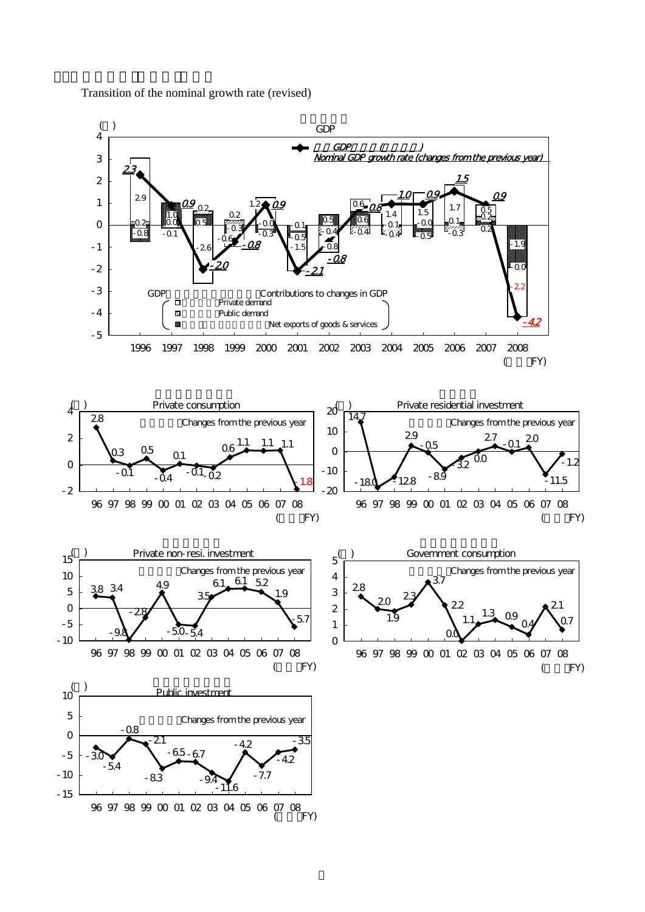Transition of the nominal growth rate (revised)

**GDP**

(%)

Nominal GDP growth rate (changes from the previous year)

| FY | 1996 | 1997 | 1998 | 1999 | 2000 | 2001 | 2002 | 2003 | 2004 | 2005 | 2006 | 2007 | 2008 |
|---|---|---|---|---|---|---|---|---|---|---|---|---|---|
| Nominal GDP growth rate | 2.3 | 0.9 | -2.0 | -0.8 | 0.9 | -2.1 | -0.8 | 0.8 | 1.0 | 0.9 | 1.5 | 0.9 | -4.2 |
| Private demand | 2.9 | 1.0 | -2.6 | -0.6 | 1.2 | -1.5 | -0.8 | 0.6 | 1.4 | 1.5 | 1.7 | 0.5 | -2.2 |
| Public demand | 0.2 | 0.0 | 0.2 | 0.2 | 0.0 | 0.1 | -0.4 | -0.4 | -0.1 | -0.0 | -0.3 | 0.2 | 0.0 |
| Net exports of goods & services | -0.8 | -0.1 | 0.5 | -0.3 | -0.3 | -0.5 | 0.5 | 0.6 | -0.4 | -0.5 | 0.1 | 0.2 | -1.9 |

GDP Contributions to changes in GDP
- Private demand
- Public demand
- Net exports of goods & services

**Private consumption** (%) Changes from the previous year

| FY | 96 | 97 | 98 | 99 | 00 | 01 | 02 | 03 | 04 | 05 | 06 | 07 | 08 |
|---|---|---|---|---|---|---|---|---|---|---|---|---|---|
| | 2.8 | 0.3 | -0.1 | 0.5 | -0.4 | 0.1 | -0.1 | -0.2 | 0.6 | 1.1 | 1.1 | 1.1 | -1.8 |

**Private residential investment** (%) Changes from the previous year

| FY | 96 | 97 | 98 | 99 | 00 | 01 | 02 | 03 | 04 | 05 | 06 | 07 | 08 |
|---|---|---|---|---|---|---|---|---|---|---|---|---|---|
| | 14.7 | -18.0 | -12.8 | 2.9 | -0.5 | -8.9 | -3.2 | 0.0 | 2.7 | -0.1 | 2.0 | -11.5 | -1.2 |

**Private non-resi. investment** (%) Changes from the previous year

| FY | 96 | 97 | 98 | 99 | 00 | 01 | 02 | 03 | 04 | 05 | 06 | 07 | 08 |
|---|---|---|---|---|---|---|---|---|---|---|---|---|---|
| | 3.8 | 3.4 | -9.8 | -2.8 | 4.9 | -5.0 | -5.4 | 3.5 | 6.1 | 6.1 | 5.2 | 1.9 | -5.7 |

**Government consumption** (%) Changes from the previous year

| FY | 96 | 97 | 98 | 99 | 00 | 01 | 02 | 03 | 04 | 05 | 06 | 07 | 08 |
|---|---|---|---|---|---|---|---|---|---|---|---|---|---|
| | 2.8 | 2.0 | 1.9 | 2.3 | 3.7 | 2.2 | 0.0 | 1.1 | 1.3 | 0.9 | 0.4 | 2.1 | 0.7 |

**Public investment** (%) Changes from the previous year

| FY | 96 | 97 | 98 | 99 | 00 | 01 | 02 | 03 | 04 | 05 | 06 | 07 | 08 |
|---|---|---|---|---|---|---|---|---|---|---|---|---|---|
| | -3.0 | -5.4 | -0.8 | -2.1 | -8.3 | -6.5 | -6.7 | -9.4 | -11.6 | -4.2 | -7.7 | -4.2 | -3.5 |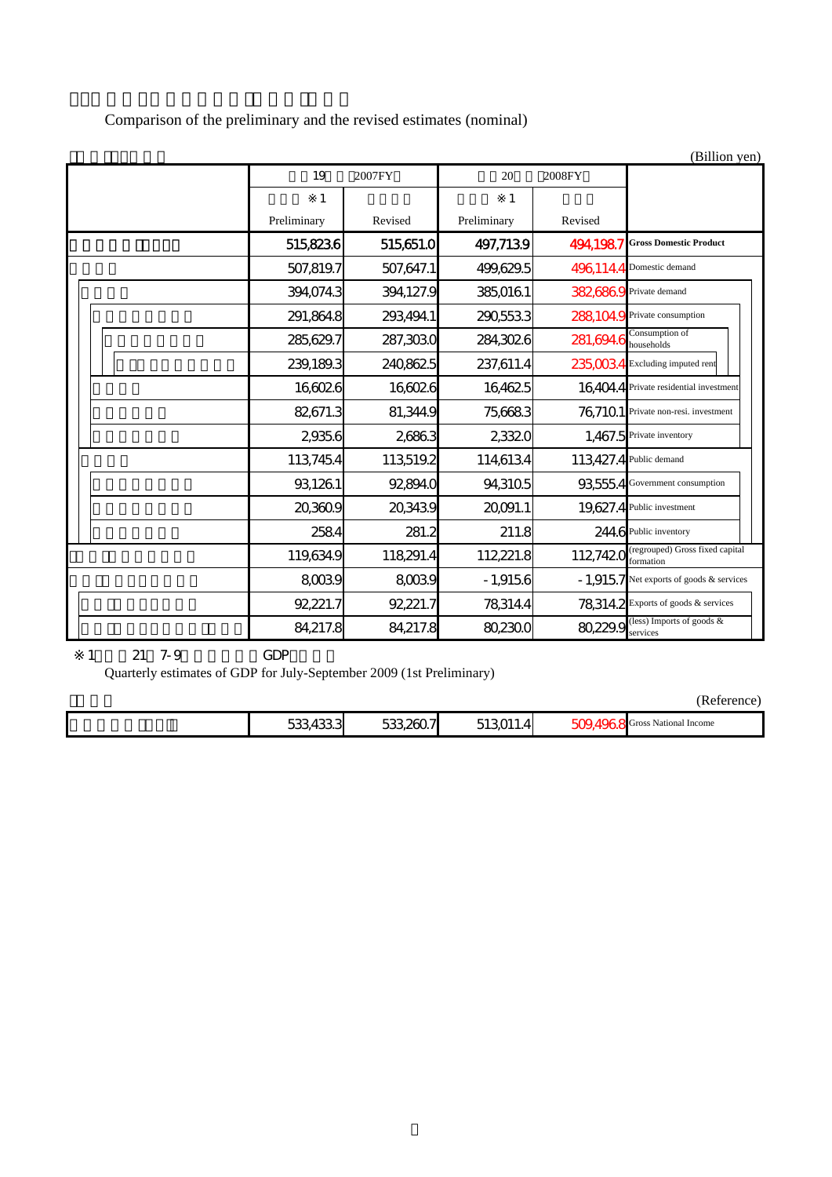Comparison of the preliminary and the revised estimates (nominal)

(Billion yen)

| | 19 2007FY | | 20 2008FY | | |
|---|---|---|---|---|---|
| | ※1 | | ※1 | | |
| | Preliminary | Revised | Preliminary | Revised | |
| | 515,823.6 | 515,651.0 | 497,713.9 | 494,198.7 | **Gross Domestic Product** |
| | 507,819.7 | 507,647.1 | 499,629.5 | 496,114.4 | Domestic demand |
| | 394,074.3 | 394,127.9 | 385,016.1 | 382,686.9 | Private demand |
| | 291,864.8 | 293,494.1 | 290,553.3 | 288,104.9 | Private consumption |
| | 285,629.7 | 287,303.0 | 284,302.6 | 281,694.6 | Consumption of households |
| | 239,189.3 | 240,862.5 | 237,611.4 | 235,003.4 | Excluding imputed rent |
| | 16,602.6 | 16,602.6 | 16,462.5 | 16,404.4 | Private residential investment |
| | 82,671.3 | 81,344.9 | 75,668.3 | 76,710.1 | Private non-resi. investment |
| | 2,935.6 | 2,686.3 | 2,332.0 | 1,467.5 | Private inventory |
| | 113,745.4 | 113,519.2 | 114,613.4 | 113,427.4 | Public demand |
| | 93,126.1 | 92,894.0 | 94,310.5 | 93,555.4 | Government consumption |
| | 20,360.9 | 20,343.9 | 20,091.1 | 19,627.4 | Public investment |
| | 258.4 | 281.2 | 211.8 | 244.6 | Public inventory |
| | 119,634.9 | 118,291.4 | 112,221.8 | 112,742.0 | (regrouped) Gross fixed capital formation |
| | 8,003.9 | 8,003.9 | -1,915.6 | -1,915.7 | Net exports of goods & services |
| | 92,221.7 | 92,221.7 | 78,314.4 | 78,314.2 | Exports of goods & services |
| | 84,217.8 | 84,217.8 | 80,230.0 | 80,229.9 | (less) Imports of goods & services |

※1 21 7-9 GDP

Quarterly estimates of GDP for July-September 2009 (1st Preliminary)

(Reference)

| | | | | | |
|---|---|---|---|---|---|
| | 533,433.3 | 533,260.7 | 513,011.4 | 509,496.8 | Gross National Income |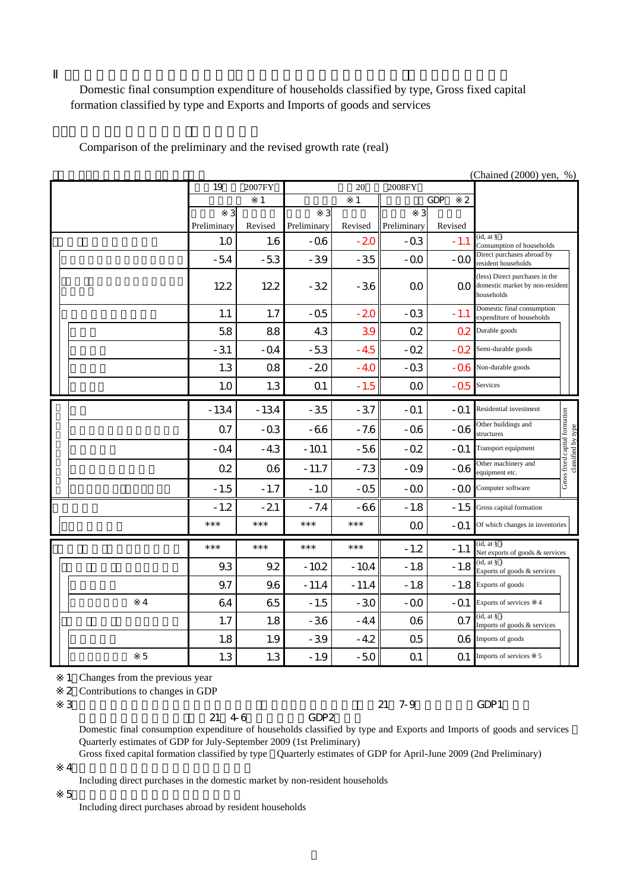Ⅱ

Domestic final consumption expenditure of households classified by type, Gross fixed capital formation classified by type and Exports and Imports of goods and services

Comparison of the preliminary and the revised growth rate (real)

(Chained (2000) yen, %)

| | 19 2007FY | | 20 2008FY | | | | |
|---|---|---|---|---|---|---|---|
| | ※1 | | ※1 | | GDP ※2 | | |
| | ※3 Preliminary | Revised | ※3 Preliminary | Revised | ※3 Preliminary | Revised | |
| | 1.0 | 1.6 | -0.6 | -2.0 | -0.3 | -1.1 | (id, at §) Consumption of households |
| | -5.4 | -5.3 | -3.9 | -3.5 | -0.0 | -0.0 | Direct purchases abroad by resident households |
| | 12.2 | 12.2 | -3.2 | -3.6 | 0.0 | 0.0 | (less) Direct purchases in the domestic market by non-resident households |
| | 1.1 | 1.7 | -0.5 | -2.0 | -0.3 | -1.1 | Domestic final consumption expenditure of households |
| | 5.8 | 8.8 | 4.3 | 3.9 | 0.2 | 0.2 | Durable goods |
| | -3.1 | -0.4 | -5.3 | -4.5 | -0.2 | -0.2 | Semi-durable goods |
| | 1.3 | 0.8 | -2.0 | -4.0 | -0.3 | -0.6 | Non-durable goods |
| | 1.0 | 1.3 | 0.1 | -1.5 | 0.0 | -0.5 | Services |
| | -13.4 | -13.4 | -3.5 | -3.7 | -0.1 | -0.1 | Gross fixed capital formation classified by type: Residential investment |
| | 0.7 | -0.3 | -6.6 | -7.6 | -0.6 | -0.6 | Other buildings and structures |
| | -0.4 | -4.3 | -10.1 | -5.6 | -0.2 | -0.1 | Transport equipment |
| | 0.2 | 0.6 | -11.7 | -7.3 | -0.9 | -0.6 | Other machinery and equipment etc. |
| | -1.5 | -1.7 | -1.0 | -0.5 | -0.0 | -0.0 | Computer software |
| | -1.2 | -2.1 | -7.4 | -6.6 | -1.8 | -1.5 | Gross capital formation |
| | *** | *** | *** | *** | 0.0 | -0.1 | Of which changes in inventories |
| | *** | *** | *** | *** | -1.2 | -1.1 | (id, at §) Net exports of goods & services |
| | 9.3 | 9.2 | -10.2 | -10.4 | -1.8 | -1.8 | (id, at §) Exports of goods & services |
| | 9.7 | 9.6 | -11.4 | -11.4 | -1.8 | -1.8 | Exports of goods |
| ※4 | 6.4 | 6.5 | -1.5 | -3.0 | -0.0 | -0.1 | Exports of services ※4 |
| | 1.7 | 1.8 | -3.6 | -4.4 | 0.6 | 0.7 | (id, at §) Imports of goods & services |
| | 1.8 | 1.9 | -3.9 | -4.2 | 0.5 | 0.6 | Imports of goods |
| ※5 | 1.3 | 1.3 | -1.9 | -5.0 | 0.1 | 0.1 | Imports of services ※5 |

※1 Changes from the previous year

※2 Contributions to changes in GDP

※3 21 7-9 GDP1 21 4-6 GDP2

Domestic final consumption expenditure of households classified by type and Exports and Imports of goods and services：Quarterly estimates of GDP for July-September 2009 (1st Preliminary)

Gross fixed capital formation classified by type：Quarterly estimates of GDP for April-June 2009 (2nd Preliminary)

※4

Including direct purchases in the domestic market by non-resident households

※5

Including direct purchases abroad by resident households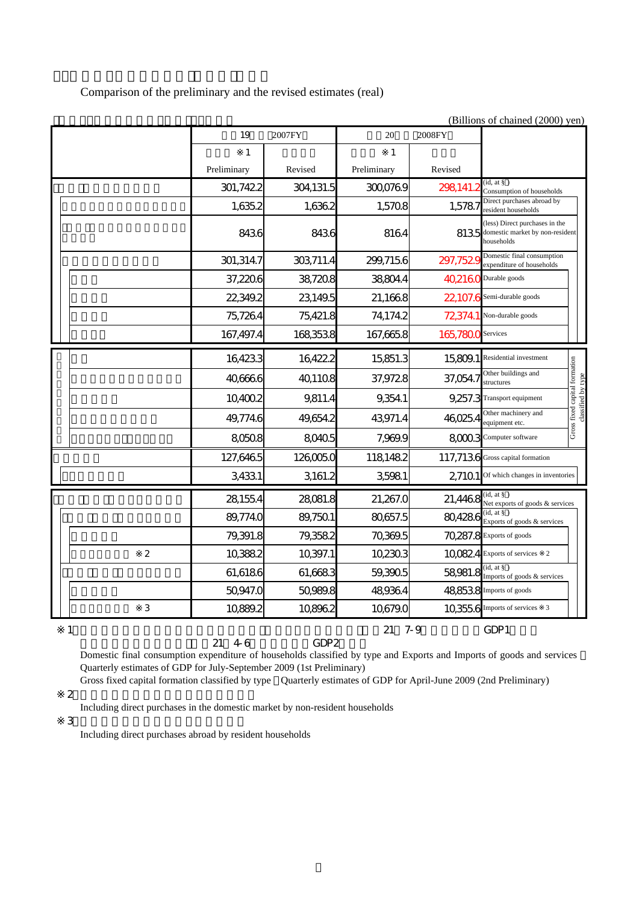Comparison of the preliminary and the revised estimates (real)

(Billions of chained (2000) yen)

| | 19 2007FY ※1 Preliminary | Revised | 20 2008FY ※1 Preliminary | Revised | |
|---|---|---|---|---|---|
| | 301,742.2 | 304,131.5 | 300,076.9 | 298,141.2 | (id, at §) Consumption of households |
| | 1,635.2 | 1,636.2 | 1,570.8 | 1,578.7 | Direct purchases abroad by resident households |
| | 843.6 | 843.6 | 816.4 | 813.5 | (less) Direct purchases in the domestic market by non-resident households |
| | 301,314.7 | 303,711.4 | 299,715.6 | 297,752.9 | Domestic final consumption expenditure of households |
| | 37,220.6 | 38,720.8 | 38,804.4 | 40,216.0 | Durable goods |
| | 22,349.2 | 23,149.5 | 21,166.8 | 22,107.6 | Semi-durable goods |
| | 75,726.4 | 75,421.8 | 74,174.2 | 72,374.1 | Non-durable goods |
| | 167,497.4 | 168,353.8 | 167,665.8 | 165,780.0 | Services |
| | 16,423.3 | 16,422.2 | 15,851.3 | 15,809.1 | Residential investment (Gross fixed capital formation classified by type) |
| | 40,666.6 | 40,110.8 | 37,972.8 | 37,054.7 | Other buildings and structures (Gross fixed capital formation classified by type) |
| | 10,400.2 | 9,811.4 | 9,354.1 | 9,257.3 | Transport equipment (Gross fixed capital formation classified by type) |
| | 49,774.6 | 49,654.2 | 43,971.4 | 46,025.4 | Other machinery and equipment etc. (Gross fixed capital formation classified by type) |
| | 8,050.8 | 8,040.5 | 7,969.9 | 8,000.3 | Computer software (Gross fixed capital formation classified by type) |
| | 127,646.5 | 126,005.0 | 118,148.2 | 117,713.6 | Gross capital formation |
| | 3,433.1 | 3,161.2 | 3,598.1 | 2,710.1 | Of which changes in inventories |
| | 28,155.4 | 28,081.8 | 21,267.0 | 21,446.8 | (id, at §) Net exports of goods & services |
| | 89,774.0 | 89,750.1 | 80,657.5 | 80,428.6 | (id, at §) Exports of goods & services |
| | 79,391.8 | 79,358.2 | 70,369.5 | 70,287.8 | Exports of goods |
| ※2 | 10,388.2 | 10,397.1 | 10,230.3 | 10,082.4 | Exports of services ※2 |
| | 61,618.6 | 61,668.3 | 59,390.5 | 58,981.8 | (id, at §) Imports of goods & services |
| | 50,947.0 | 50,989.8 | 48,936.4 | 48,853.8 | Imports of goods |
| ※3 | 10,889.2 | 10,896.2 | 10,679.0 | 10,355.6 | Imports of services ※3 |

※1 21 7-9 GDP1
21 4-6 GDP2
Domestic final consumption expenditure of households classified by type and Exports and Imports of goods and services
Quarterly estimates of GDP for July-September 2009 (1st Preliminary)
Gross fixed capital formation classified by type Quarterly estimates of GDP for April-June 2009 (2nd Preliminary)

※2
Including direct purchases in the domestic market by non-resident households

※3
Including direct purchases abroad by resident households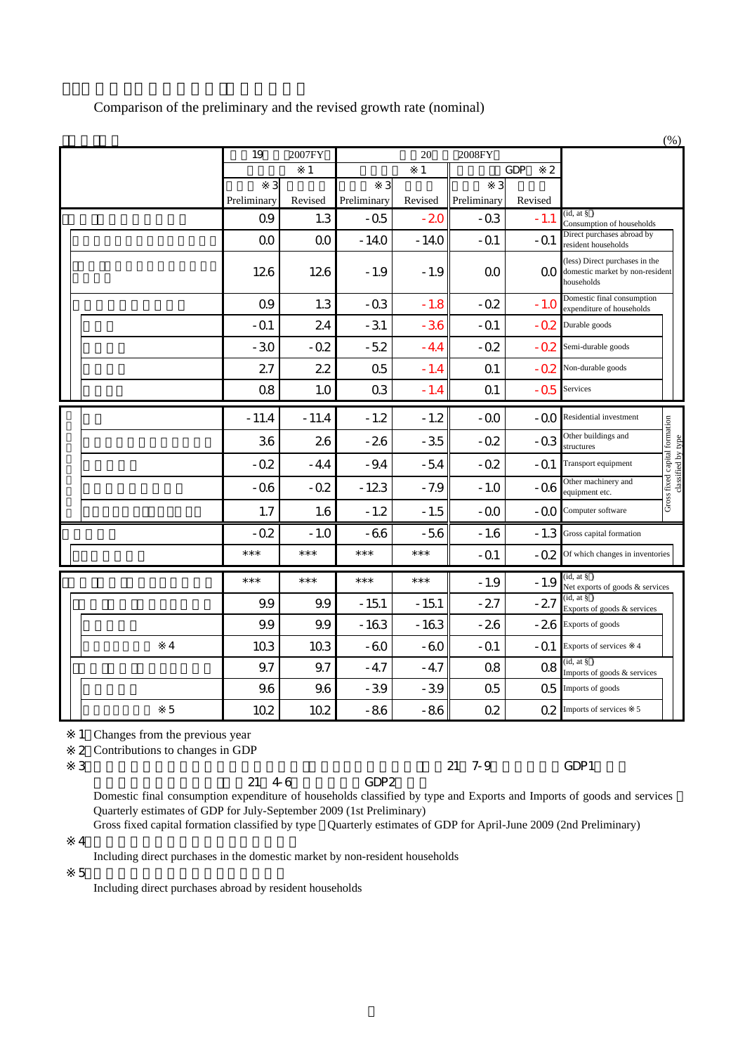Comparison of the preliminary and the revised growth rate (nominal)

(%)

| | 19 2007FY ※1 | | 20 2008FY ※1 | | GDP ※2 | | |
|---|---|---|---|---|---|---|---|
| | ※3 Preliminary | Revised | ※3 Preliminary | Revised | ※3 Preliminary | Revised | |
| | 0.9 | 1.3 | -0.5 | -2.0 | -0.3 | -1.1 | (id, at §) Consumption of households |
| | 0.0 | 0.0 | -14.0 | -14.0 | -0.1 | -0.1 | Direct purchases abroad by resident households |
| | 12.6 | 12.6 | -1.9 | -1.9 | 0.0 | 0.0 | (less) Direct purchases in the domestic market by non-resident households |
| | 0.9 | 1.3 | -0.3 | -1.8 | -0.2 | -1.0 | Domestic final consumption expenditure of households |
| | -0.1 | 2.4 | -3.1 | -3.6 | -0.1 | -0.2 | Durable goods |
| | -3.0 | -0.2 | -5.2 | -4.4 | -0.2 | -0.2 | Semi-durable goods |
| | 2.7 | 2.2 | 0.5 | -1.4 | 0.1 | -0.2 | Non-durable goods |
| | 0.8 | 1.0 | 0.3 | -1.4 | 0.1 | -0.5 | Services |
| | -11.4 | -11.4 | -1.2 | -1.2 | -0.0 | -0.0 | Gross fixed capital formation classified by type: Residential investment |
| | 3.6 | 2.6 | -2.6 | -3.5 | -0.2 | -0.3 | Other buildings and structures |
| | -0.2 | -4.4 | -9.4 | -5.4 | -0.2 | -0.1 | Transport equipment |
| | -0.6 | -0.2 | -12.3 | -7.9 | -1.0 | -0.6 | Other machinery and equipment etc. |
| | 1.7 | 1.6 | -1.2 | -1.5 | -0.0 | -0.0 | Computer software |
| | -0.2 | -1.0 | -6.6 | -5.6 | -1.6 | -1.3 | Gross capital formation |
| | *** | *** | *** | *** | -0.1 | -0.2 | Of which changes in inventories |
| | *** | *** | *** | *** | -1.9 | -1.9 | (id, at §) Net exports of goods & services |
| | 9.9 | 9.9 | -15.1 | -15.1 | -2.7 | -2.7 | (id, at §) Exports of goods & services |
| | 9.9 | 9.9 | -16.3 | -16.3 | -2.6 | -2.6 | Exports of goods |
| ※4 | 10.3 | 10.3 | -6.0 | -6.0 | -0.1 | -0.1 | Exports of services ※4 |
| | 9.7 | 9.7 | -4.7 | -4.7 | 0.8 | 0.8 | (id, at §) Imports of goods & services |
| | 9.6 | 9.6 | -3.9 | -3.9 | 0.5 | 0.5 | Imports of goods |
| ※5 | 10.2 | 10.2 | -8.6 | -8.6 | 0.2 | 0.2 | Imports of services ※5 |

※1 Changes from the previous year

※2 Contributions to changes in GDP

※3 21 7-9 GDP1

21 4-6 GDP2

Domestic final consumption expenditure of households classified by type and Exports and Imports of goods and services Quarterly estimates of GDP for July-September 2009 (1st Preliminary)

Gross fixed capital formation classified by type Quarterly estimates of GDP for April-June 2009 (2nd Preliminary)

※4

Including direct purchases in the domestic market by non-resident households

※5

Including direct purchases abroad by resident households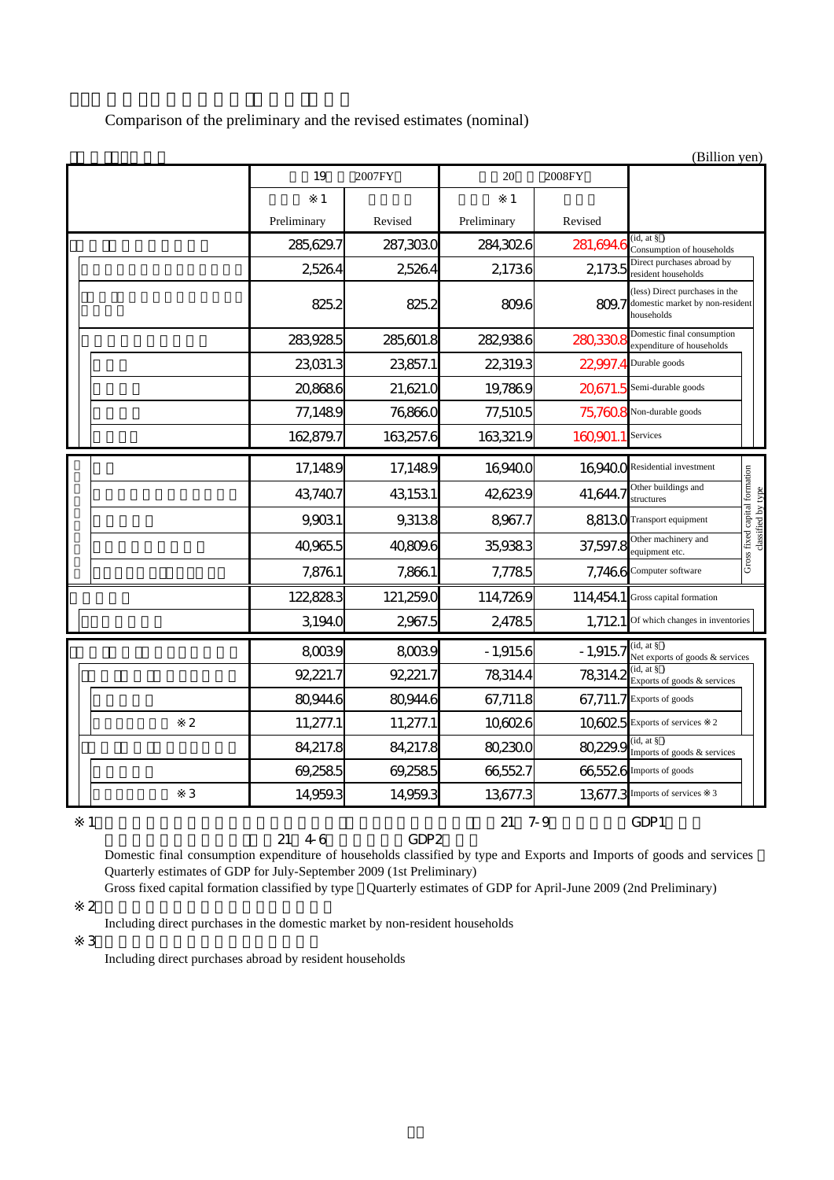Comparison of the preliminary and the revised estimates (nominal)

(Billion yen)

| | 2007FY | | 2008FY | | |
|---|---|---|---|---|---|
| | ※1 | | ※1 | | |
| | Preliminary | Revised | Preliminary | Revised | |
| | 285,629.7 | 287,303.0 | 284,302.6 | 281,694.6 | (id, at §) Consumption of households |
| | 2,526.4 | 2,526.4 | 2,173.6 | 2,173.5 | Direct purchases abroad by resident households |
| | 825.2 | 825.2 | 809.6 | 809.7 | (less) Direct purchases in the domestic market by non-resident households |
| | 283,928.5 | 285,601.8 | 282,938.6 | 280,330.8 | Domestic final consumption expenditure of households |
| | 23,031.3 | 23,857.1 | 22,319.3 | 22,997.4 | Durable goods |
| | 20,868.6 | 21,621.0 | 19,786.9 | 20,671.5 | Semi-durable goods |
| | 77,148.9 | 76,866.0 | 77,510.5 | 75,760.8 | Non-durable goods |
| | 162,879.7 | 163,257.6 | 163,321.9 | 160,901.1 | Services |
| | 17,148.9 | 17,148.9 | 16,940.0 | 16,940.0 | Residential investment (Gross fixed capital formation classified by type) |
| | 43,740.7 | 43,153.1 | 42,623.9 | 41,644.7 | Other buildings and structures (Gross fixed capital formation classified by type) |
| | 9,903.1 | 9,313.8 | 8,967.7 | 8,813.0 | Transport equipment (Gross fixed capital formation classified by type) |
| | 40,965.5 | 40,809.6 | 35,938.3 | 37,597.8 | Other machinery and equipment etc. (Gross fixed capital formation classified by type) |
| | 7,876.1 | 7,866.1 | 7,778.5 | 7,746.6 | Computer software (Gross fixed capital formation classified by type) |
| | 122,828.3 | 121,259.0 | 114,726.9 | 114,454.1 | Gross capital formation |
| | 3,194.0 | 2,967.5 | 2,478.5 | 1,712.1 | Of which changes in inventories |
| | 8,003.9 | 8,003.9 | - 1,915.6 | - 1,915.7 | (id, at §) Net exports of goods & services |
| | 92,221.7 | 92,221.7 | 78,314.4 | 78,314.2 | (id, at §) Exports of goods & services |
| | 80,944.6 | 80,944.6 | 67,711.8 | 67,711.7 | Exports of goods |
| ※2 | 11,277.1 | 11,277.1 | 10,602.6 | 10,602.5 | Exports of services ※2 |
| | 84,217.8 | 84,217.8 | 80,230.0 | 80,229.9 | (id, at §) Imports of goods & services |
| | 69,258.5 | 69,258.5 | 66,552.7 | 66,552.6 | Imports of goods |
| ※3 | 14,959.3 | 14,959.3 | 13,677.3 | 13,677.3 | Imports of services ※3 |

※1 21 7-9 GDP1
21 4-6 GDP2
Domestic final consumption expenditure of households classified by type and Exports and Imports of goods and services
Quarterly estimates of GDP for July-September 2009 (1st Preliminary)
Gross fixed capital formation classified by type Quarterly estimates of GDP for April-June 2009 (2nd Preliminary)

※2
Including direct purchases in the domestic market by non-resident households

※3
Including direct purchases abroad by resident households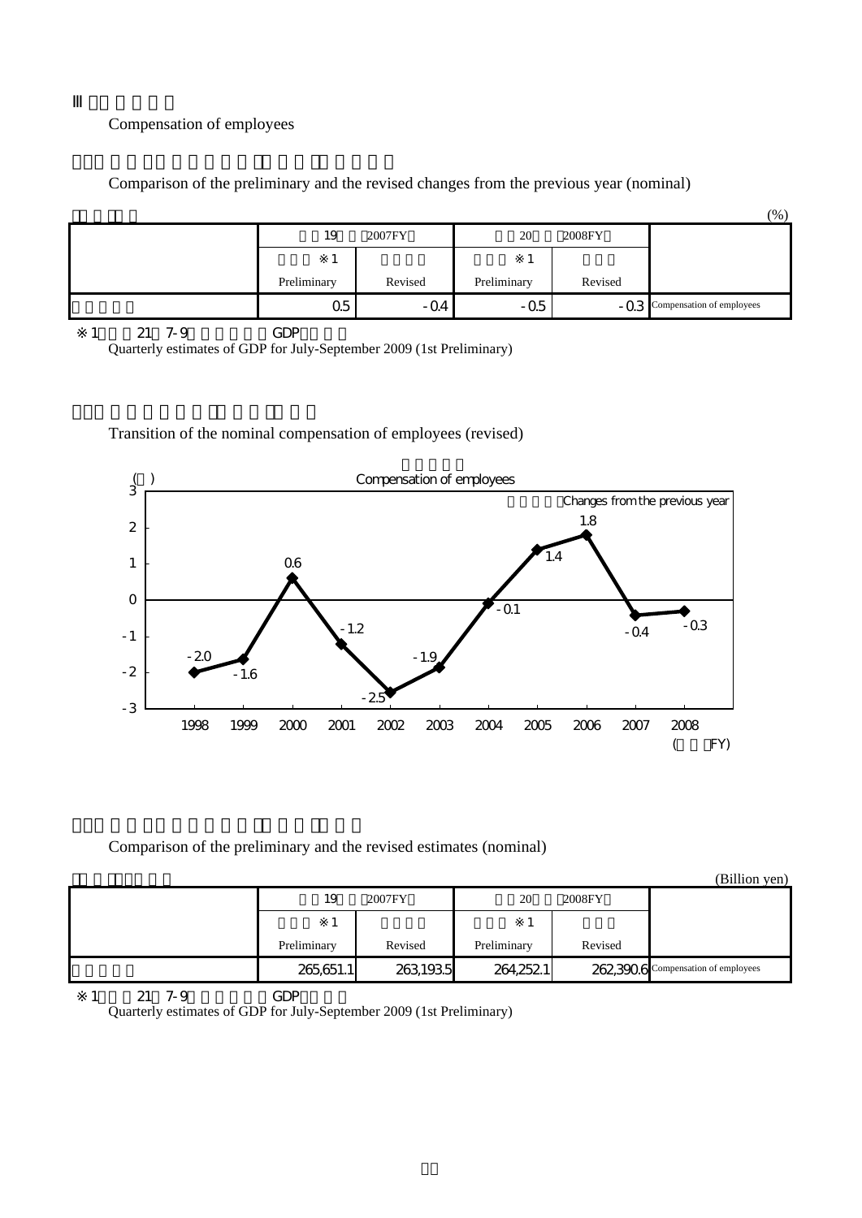## Ⅲ

Compensation of employees

Comparison of the preliminary and the revised changes from the previous year (nominal)

(%)

| | 19 2007FY | | 20 2008FY | | |
|---|---|---|---|---|---|
| | ※1 | | ※1 | | |
| | Preliminary | Revised | Preliminary | Revised | |
| | 0.5 | -0.4 | -0.5 | -0.3 | Compensation of employees |

※1 21 7-9 GDP
Quarterly estimates of GDP for July-September 2009 (1st Preliminary)

Transition of the nominal compensation of employees (revised)

Compensation of employees

Changes from the previous year

| FY | 1998 | 1999 | 2000 | 2001 | 2002 | 2003 | 2004 | 2005 | 2006 | 2007 | 2008 |
|---|---|---|---|---|---|---|---|---|---|---|---|
| Changes from the previous year | -2.0 | -1.6 | 0.6 | -1.2 | -2.5 | -1.9 | -0.1 | 1.4 | 1.8 | -0.4 | -0.3 |

Comparison of the preliminary and the revised estimates (nominal)

(Billion yen)

| | 19 2007FY | | 20 2008FY | | |
|---|---|---|---|---|---|
| | ※1 | | ※1 | | |
| | Preliminary | Revised | Preliminary | Revised | |
| | 265,651.1 | 263,193.5 | 264,252.1 | 262,390.6 | Compensation of employees |

※1 21 7-9 GDP
Quarterly estimates of GDP for July-September 2009 (1st Preliminary)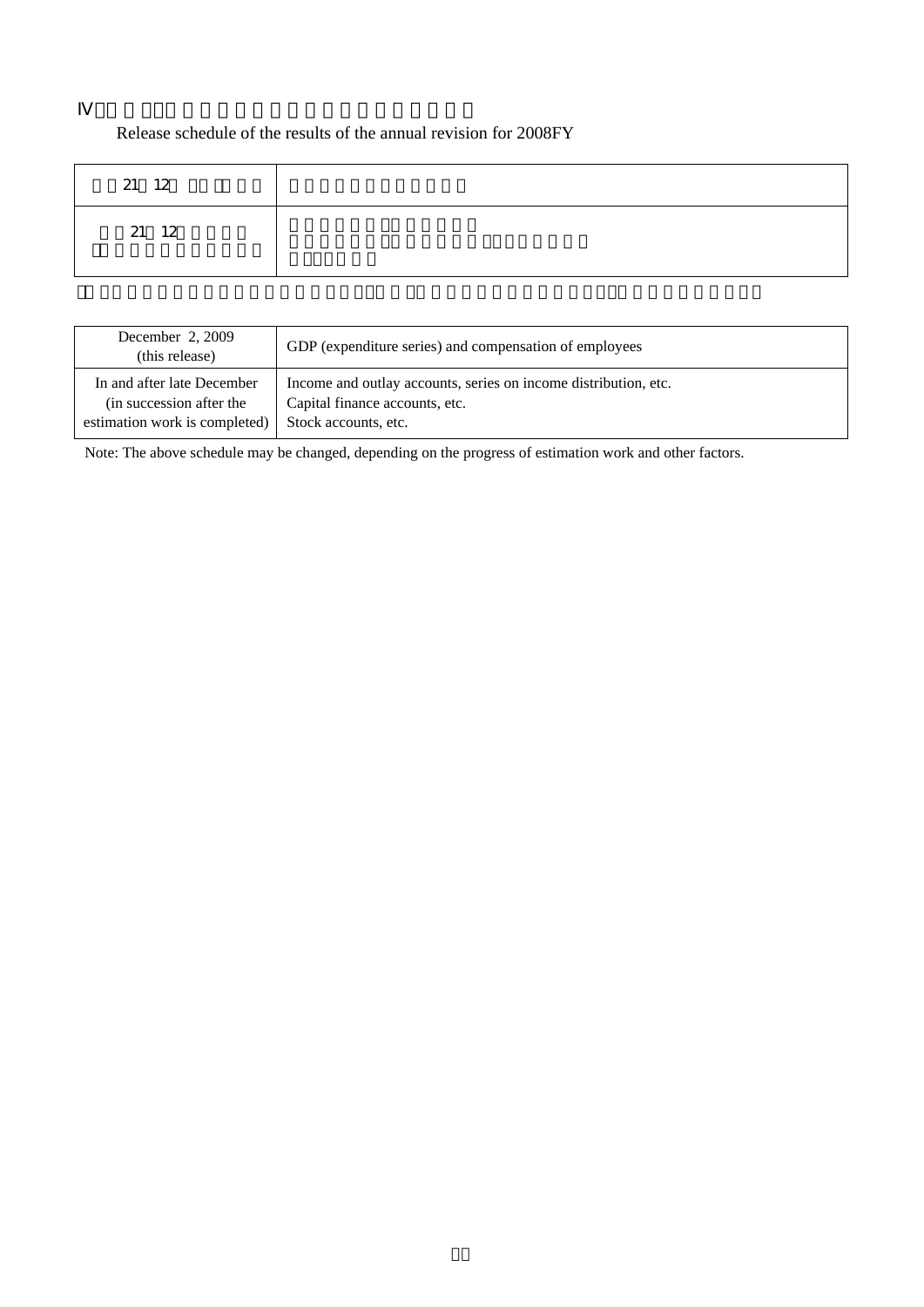## Ⅳ

Release schedule of the results of the annual revision for 2008FY

| | |
|---|---|
| 21 12 | |
| 21 12 | |

| | |
|---|---|
| December 2, 2009<br>(this release) | GDP (expenditure series) and compensation of employees |
| In and after late December<br>(in succession after the estimation work is completed) | Income and outlay accounts, series on income distribution, etc.<br>Capital finance accounts, etc.<br>Stock accounts, etc. |

Note: The above schedule may be changed, depending on the progress of estimation work and other factors.